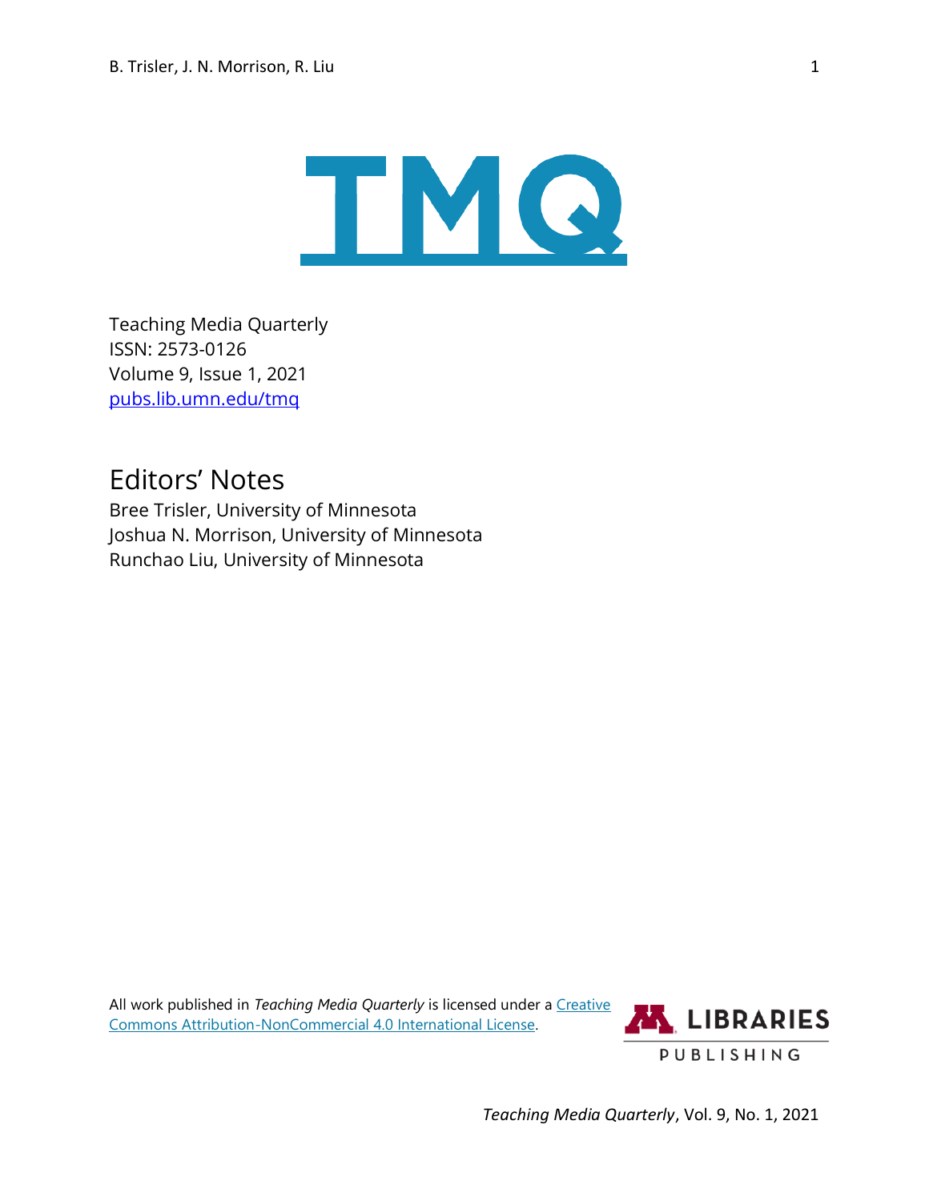Teaching Media Quarterly
ISSN: 2573-0126
Volume 9, Issue 1, 2021
[pubs.lib.umn.edu/tmq](pubs.lib.umn.edu/tmq)

# Editors' Notes

Bree Trisler, University of Minnesota
Joshua N. Morrison, University of Minnesota
Runchao Liu, University of Minnesota

All work published in *Teaching Media Quarterly* is licensed under a Creative Commons Attribution-NonCommercial 4.0 International License.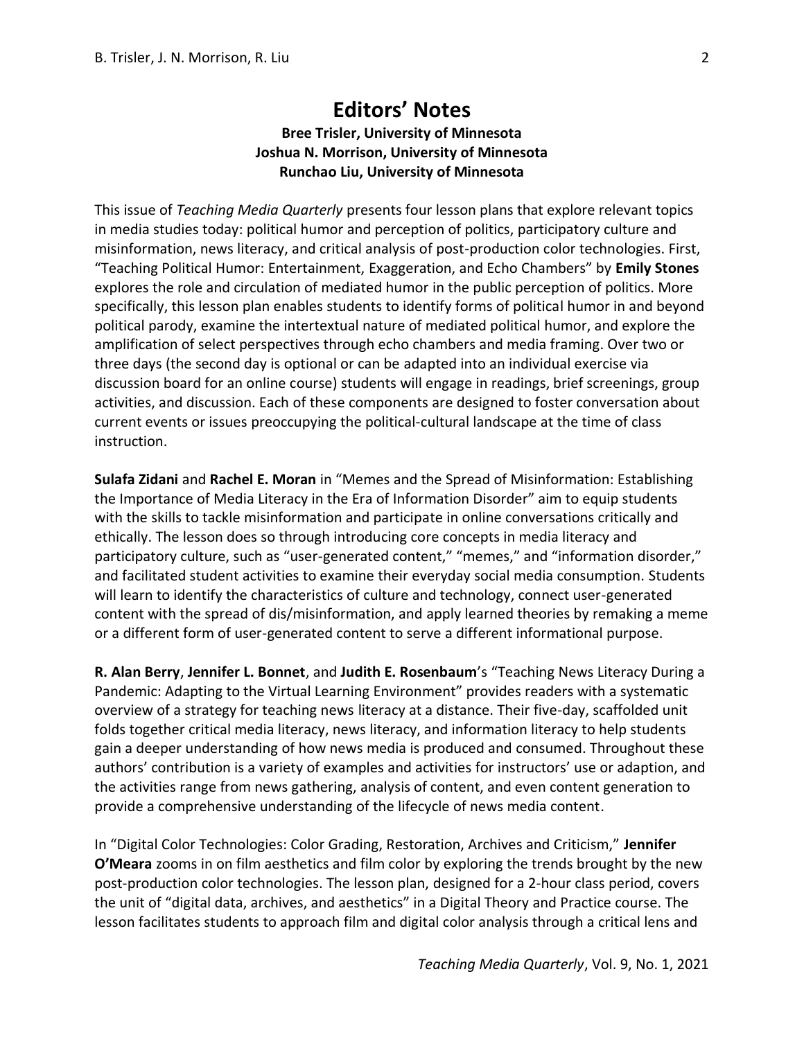# Editors' Notes

**Bree Trisler, University of Minnesota**
**Joshua N. Morrison, University of Minnesota**
**Runchao Liu, University of Minnesota**

This issue of *Teaching Media Quarterly* presents four lesson plans that explore relevant topics in media studies today: political humor and perception of politics, participatory culture and misinformation, news literacy, and critical analysis of post-production color technologies. First, "Teaching Political Humor: Entertainment, Exaggeration, and Echo Chambers" by **Emily Stones** explores the role and circulation of mediated humor in the public perception of politics. More specifically, this lesson plan enables students to identify forms of political humor in and beyond political parody, examine the intertextual nature of mediated political humor, and explore the amplification of select perspectives through echo chambers and media framing. Over two or three days (the second day is optional or can be adapted into an individual exercise via discussion board for an online course) students will engage in readings, brief screenings, group activities, and discussion. Each of these components are designed to foster conversation about current events or issues preoccupying the political-cultural landscape at the time of class instruction.

**Sulafa Zidani** and **Rachel E. Moran** in "Memes and the Spread of Misinformation: Establishing the Importance of Media Literacy in the Era of Information Disorder" aim to equip students with the skills to tackle misinformation and participate in online conversations critically and ethically. The lesson does so through introducing core concepts in media literacy and participatory culture, such as "user-generated content," "memes," and "information disorder," and facilitated student activities to examine their everyday social media consumption. Students will learn to identify the characteristics of culture and technology, connect user-generated content with the spread of dis/misinformation, and apply learned theories by remaking a meme or a different form of user-generated content to serve a different informational purpose.

**R. Alan Berry**, **Jennifer L. Bonnet**, and **Judith E. Rosenbaum**'s "Teaching News Literacy During a Pandemic: Adapting to the Virtual Learning Environment" provides readers with a systematic overview of a strategy for teaching news literacy at a distance. Their five-day, scaffolded unit folds together critical media literacy, news literacy, and information literacy to help students gain a deeper understanding of how news media is produced and consumed. Throughout these authors' contribution is a variety of examples and activities for instructors' use or adaption, and the activities range from news gathering, analysis of content, and even content generation to provide a comprehensive understanding of the lifecycle of news media content.

In "Digital Color Technologies: Color Grading, Restoration, Archives and Criticism," **Jennifer O'Meara** zooms in on film aesthetics and film color by exploring the trends brought by the new post-production color technologies. The lesson plan, designed for a 2-hour class period, covers the unit of "digital data, archives, and aesthetics" in a Digital Theory and Practice course. The lesson facilitates students to approach film and digital color analysis through a critical lens and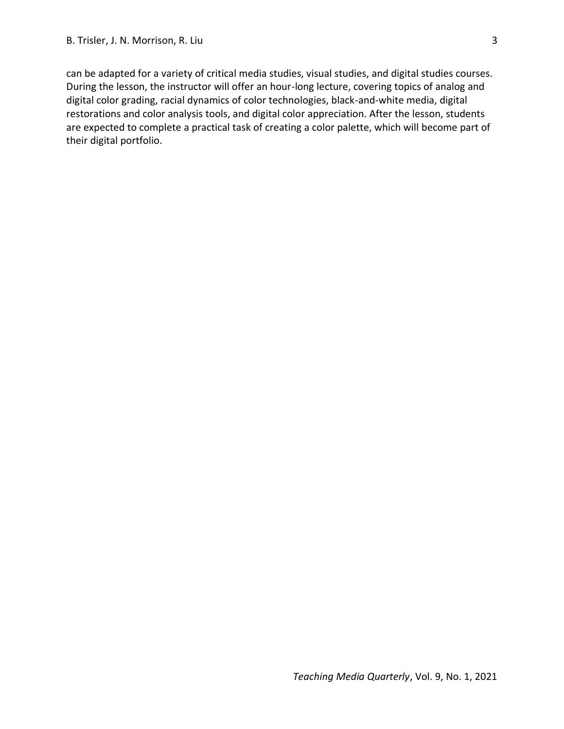can be adapted for a variety of critical media studies, visual studies, and digital studies courses. During the lesson, the instructor will offer an hour-long lecture, covering topics of analog and digital color grading, racial dynamics of color technologies, black-and-white media, digital restorations and color analysis tools, and digital color appreciation. After the lesson, students are expected to complete a practical task of creating a color palette, which will become part of their digital portfolio.